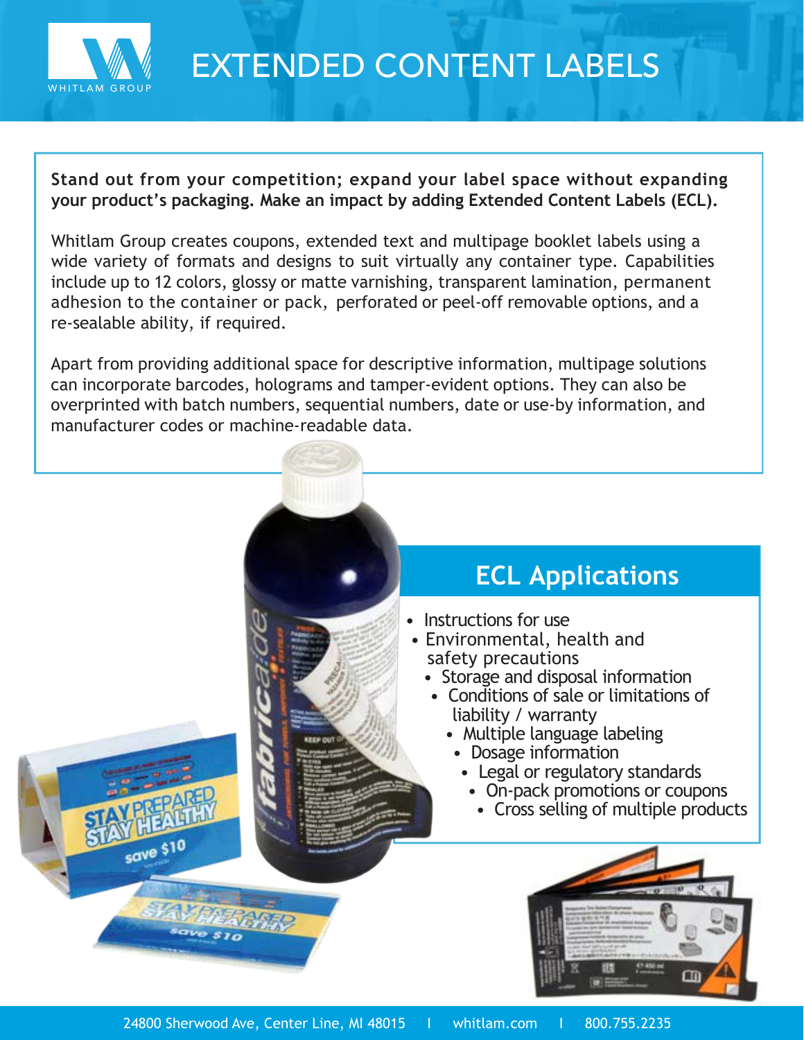# EXTENDED CONTENT LABELS

**Stand out from your competition; expand your label space without expanding your product's packaging. Make an impact by adding Extended Content Labels (ECL).**

Whitlam Group creates coupons, extended text and multipage booklet labels using a wide variety of formats and designs to suit virtually any container type. Capabilities include up to 12 colors, glossy or matte varnishing, transparent lamination, permanent adhesion to the container or pack, perforated or peel-off removable options, and a re-sealable ability, if required.

Apart from providing additional space for descriptive information, multipage solutions can incorporate barcodes, holograms and tamper-evident options. They can also be overprinted with batch numbers, sequential numbers, date or use-by information, and manufacturer codes or machine-readable data.

## ECL Applications

- Instructions for use
- Environmental, health and safety precautions
- Storage and disposal information
- Conditions of sale or limitations of liability / warranty
- Multiple language labeling
- Dosage information
- Legal or regulatory standards
- On-pack promotions or coupons
- Cross selling of multiple products

24800 Sherwood Ave, Center Line, MI 48015 | whitlam.com | 800.755.2235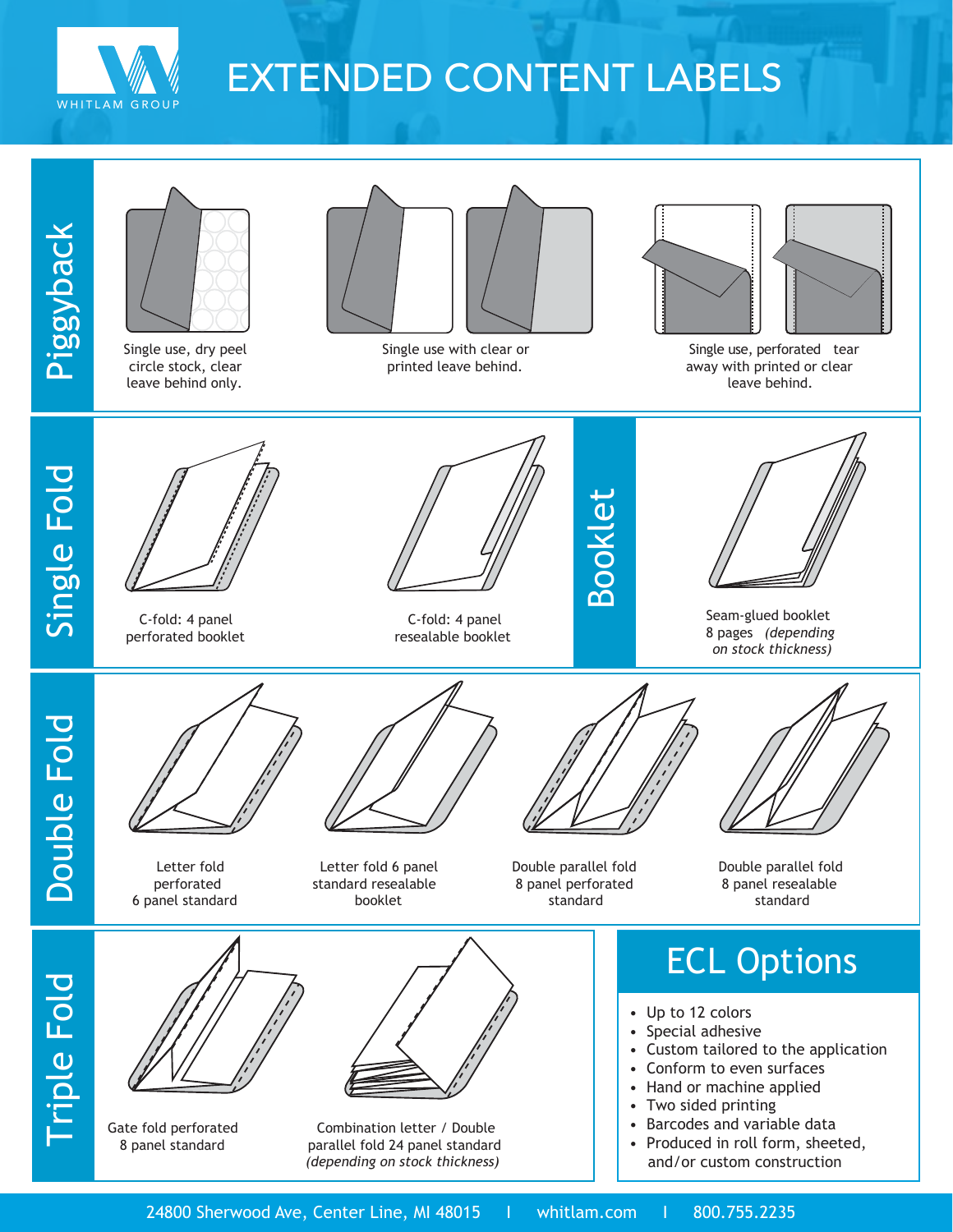# EXTENDED CONTENT LABELS

WHITLAM GROUP

## Piggyback

Single use, dry peel circle stock, clear leave behind only.

Single use with clear or printed leave behind.

Single use, perforated tear away with printed or clear leave behind.

## Single Fold

C-fold: 4 panel perforated booklet

C-fold: 4 panel resealable booklet

## Booklet

Seam-glued booklet 8 pages *(depending on stock thickness)*

## Double Fold

Letter fold perforated 6 panel standard

Letter fold 6 panel standard resealable booklet

Double parallel fold 8 panel perforated standard

Double parallel fold 8 panel resealable standard

## Triple Fold

Gate fold perforated 8 panel standard

Combination letter / Double parallel fold 24 panel standard *(depending on stock thickness)*

## ECL Options

- Up to 12 colors
- Special adhesive
- Custom tailored to the application
- Conform to even surfaces
- Hand or machine applied
- Two sided printing
- Barcodes and variable data
- Produced in roll form, sheeted, and/or custom construction

24800 Sherwood Ave, Center Line, MI 48015 | whitlam.com | 800.755.2235